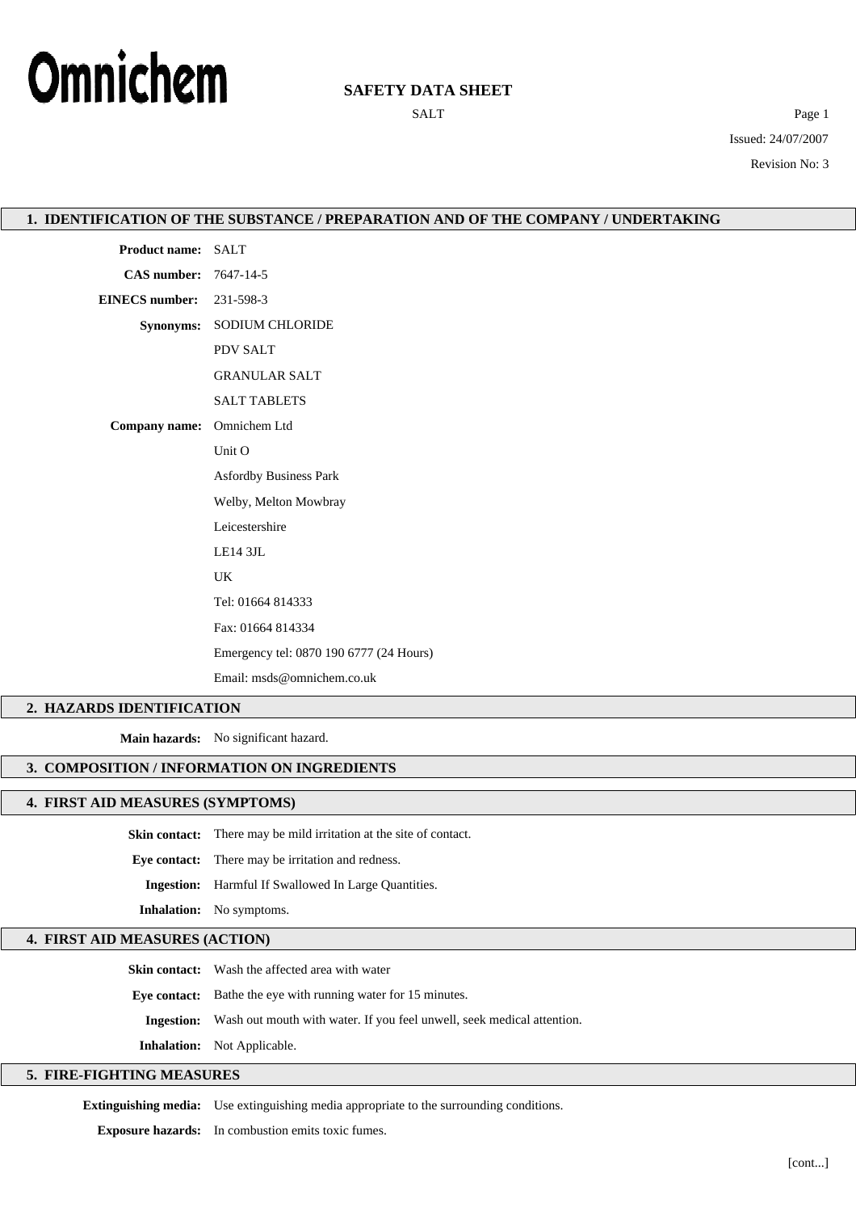Omnichem

# SAFETY DATA SHEET

SALT

Issued: 24/07/2007

Revision No: 3

## 1. IDENTIFICATION OF THE SUBSTANCE / PREPARATION AND OF THE COMPANY / UNDERTAKING

**Product name:** SALT

**CAS number:** 7647-14-5

**EINECS number:** 231-598-3

**Synonyms:** SODIUM CHLORIDE
PDV SALT
GRANULAR SALT
SALT TABLETS

**Company name:** Omnichem Ltd
Unit O
Asfordby Business Park
Welby, Melton Mowbray
Leicestershire
LE14 3JL
UK
Tel: 01664 814333
Fax: 01664 814334
Emergency tel: 0870 190 6777 (24 Hours)
Email: msds@omnichem.co.uk

## 2. HAZARDS IDENTIFICATION

**Main hazards:** No significant hazard.

## 3. COMPOSITION / INFORMATION ON INGREDIENTS

## 4. FIRST AID MEASURES (SYMPTOMS)

**Skin contact:** There may be mild irritation at the site of contact.

**Eye contact:** There may be irritation and redness.

**Ingestion:** Harmful If Swallowed In Large Quantities.

**Inhalation:** No symptoms.

## 4. FIRST AID MEASURES (ACTION)

**Skin contact:** Wash the affected area with water

**Eye contact:** Bathe the eye with running water for 15 minutes.

**Ingestion:** Wash out mouth with water. If you feel unwell, seek medical attention.

**Inhalation:** Not Applicable.

## 5. FIRE-FIGHTING MEASURES

**Extinguishing media:** Use extinguishing media appropriate to the surrounding conditions.

**Exposure hazards:** In combustion emits toxic fumes.

[cont...]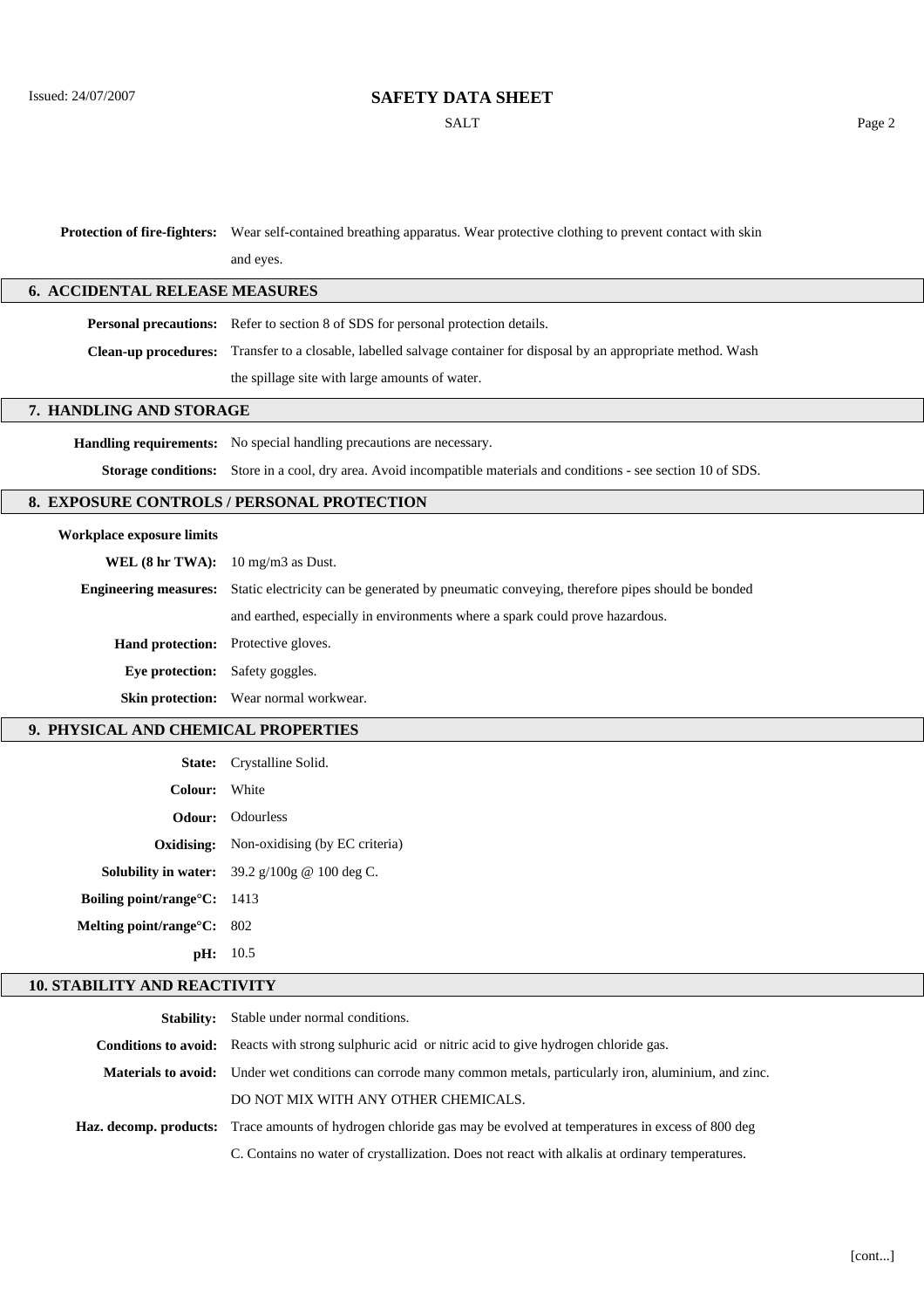**Protection of fire-fighters:** Wear self-contained breathing apparatus. Wear protective clothing to prevent contact with skin and eyes.

## 6. ACCIDENTAL RELEASE MEASURES

**Personal precautions:** Refer to section 8 of SDS for personal protection details.

**Clean-up procedures:** Transfer to a closable, labelled salvage container for disposal by an appropriate method. Wash the spillage site with large amounts of water.

## 7. HANDLING AND STORAGE

**Handling requirements:** No special handling precautions are necessary.

**Storage conditions:** Store in a cool, dry area. Avoid incompatible materials and conditions - see section 10 of SDS.

## 8. EXPOSURE CONTROLS / PERSONAL PROTECTION

**Workplace exposure limits**

**WEL (8 hr TWA):** 10 mg/m3 as Dust.

**Engineering measures:** Static electricity can be generated by pneumatic conveying, therefore pipes should be bonded and earthed, especially in environments where a spark could prove hazardous.

**Hand protection:** Protective gloves.

**Eye protection:** Safety goggles.

**Skin protection:** Wear normal workwear.

## 9. PHYSICAL AND CHEMICAL PROPERTIES

**State:** Crystalline Solid.

**Colour:** White

**Odour:** Odourless

**Oxidising:** Non-oxidising (by EC criteria)

**Solubility in water:** 39.2 g/100g @ 100 deg C.

**Boiling point/range°C:** 1413

**Melting point/range°C:** 802

**pH:** 10.5

## 10. STABILITY AND REACTIVITY

**Stability:** Stable under normal conditions.

**Conditions to avoid:** Reacts with strong sulphuric acid or nitric acid to give hydrogen chloride gas.

**Materials to avoid:** Under wet conditions can corrode many common metals, particularly iron, aluminium, and zinc. DO NOT MIX WITH ANY OTHER CHEMICALS.

**Haz. decomp. products:** Trace amounts of hydrogen chloride gas may be evolved at temperatures in excess of 800 deg C. Contains no water of crystallization. Does not react with alkalis at ordinary temperatures.

[cont...]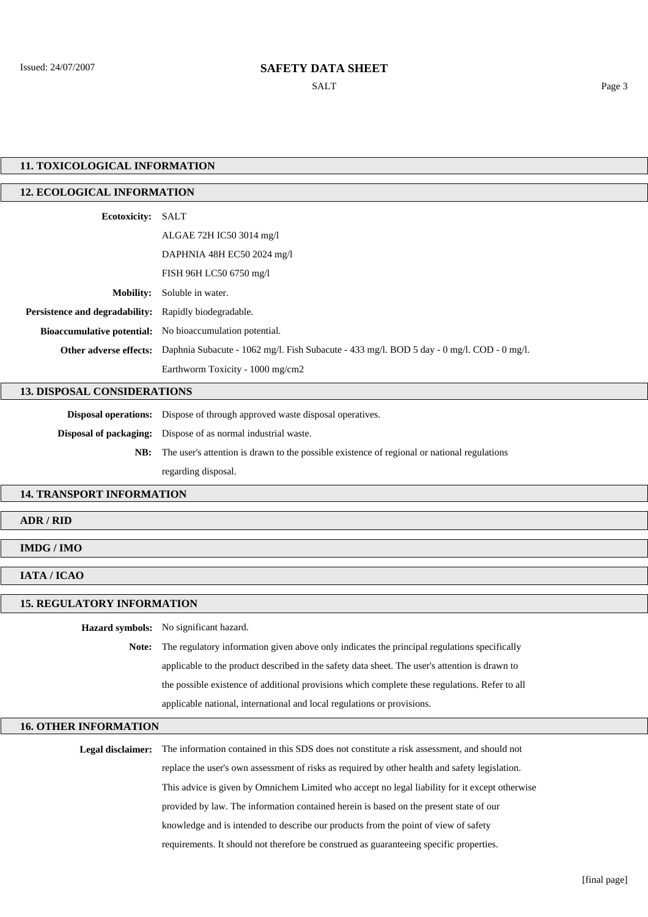## 11. TOXICOLOGICAL INFORMATION

## 12. ECOLOGICAL INFORMATION

**Ecotoxicity:** SALT

ALGAE 72H IC50 3014 mg/l

DAPHNIA 48H EC50 2024 mg/l

FISH 96H LC50 6750 mg/l

**Mobility:** Soluble in water.

**Persistence and degradability:** Rapidly biodegradable.

**Bioaccumulative potential:** No bioaccumulation potential.

**Other adverse effects:** Daphnia Subacute - 1062 mg/l. Fish Subacute - 433 mg/l. BOD 5 day - 0 mg/l. COD - 0 mg/l. Earthworm Toxicity - 1000 mg/cm2

## 13. DISPOSAL CONSIDERATIONS

**Disposal operations:** Dispose of through approved waste disposal operatives.

**Disposal of packaging:** Dispose of as normal industrial waste.

**NB:** The user's attention is drawn to the possible existence of regional or national regulations regarding disposal.

## 14. TRANSPORT INFORMATION

### ADR / RID

### IMDG / IMO

### IATA / ICAO

## 15. REGULATORY INFORMATION

**Hazard symbols:** No significant hazard.

**Note:** The regulatory information given above only indicates the principal regulations specifically applicable to the product described in the safety data sheet. The user's attention is drawn to the possible existence of additional provisions which complete these regulations. Refer to all applicable national, international and local regulations or provisions.

## 16. OTHER INFORMATION

**Legal disclaimer:** The information contained in this SDS does not constitute a risk assessment, and should not replace the user's own assessment of risks as required by other health and safety legislation. This advice is given by Omnichem Limited who accept no legal liability for it except otherwise provided by law. The information contained herein is based on the present state of our knowledge and is intended to describe our products from the point of view of safety requirements. It should not therefore be construed as guaranteeing specific properties.